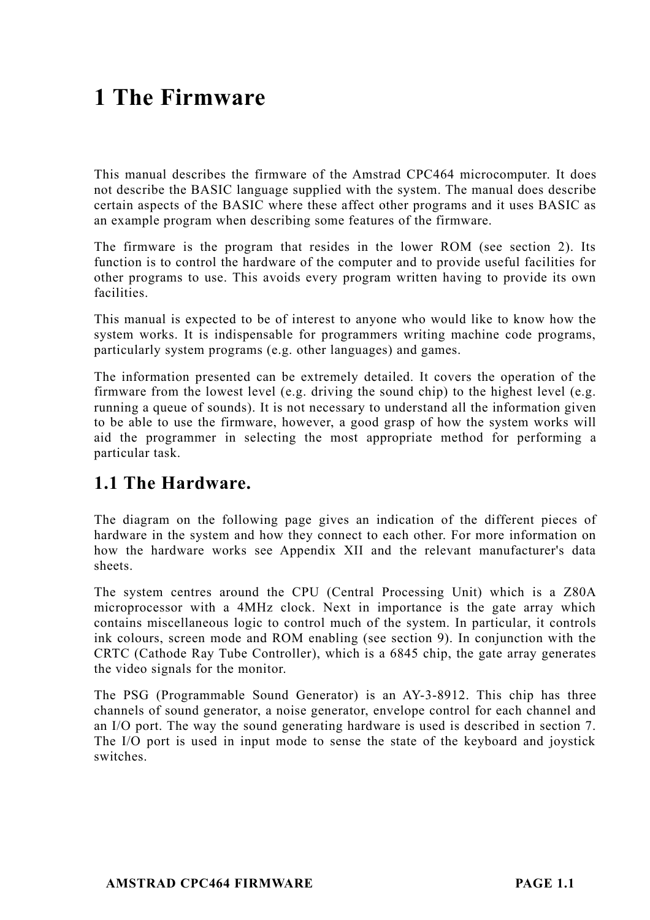# 1 The Firmware

This manual describes the firmware of the Amstrad CPC464 microcomputer. It does not describe the BASIC language supplied with the system. The manual does describe certain aspects of the BASIC where these affect other programs and it uses BASIC as an example program when describing some features of the firmware.

The firmware is the program that resides in the lower ROM (see section 2). Its function is to control the hardware of the computer and to provide useful facilities for other programs to use. This avoids every program written having to provide its own facilities.

This manual is expected to be of interest to anyone who would like to know how the system works. It is indispensable for programmers writing machine code programs, particularly system programs (e.g. other languages) and games.

The information presented can be extremely detailed. It covers the operation of the firmware from the lowest level (e.g. driving the sound chip) to the highest level (e.g. running a queue of sounds). It is not necessary to understand all the information given to be able to use the firmware, however, a good grasp of how the system works will aid the programmer in selecting the most appropriate method for performing a particular task.

## 1.1 The Hardware.

The diagram on the following page gives an indication of the different pieces of hardware in the system and how they connect to each other. For more information on how the hardware works see Appendix XII and the relevant manufacturer's data sheets.

The system centres around the CPU (Central Processing Unit) which is a Z80A microprocessor with a 4MHz clock. Next in importance is the gate array which contains miscellaneous logic to control much of the system. In particular, it controls ink colours, screen mode and ROM enabling (see section 9). In conjunction with the CRTC (Cathode Ray Tube Controller), which is a 6845 chip, the gate array generates the video signals for the monitor.

The PSG (Programmable Sound Generator) is an AY-3-8912. This chip has three channels of sound generator, a noise generator, envelope control for each channel and an I/O port. The way the sound generating hardware is used is described in section 7. The I/O port is used in input mode to sense the state of the keyboard and joystick switches.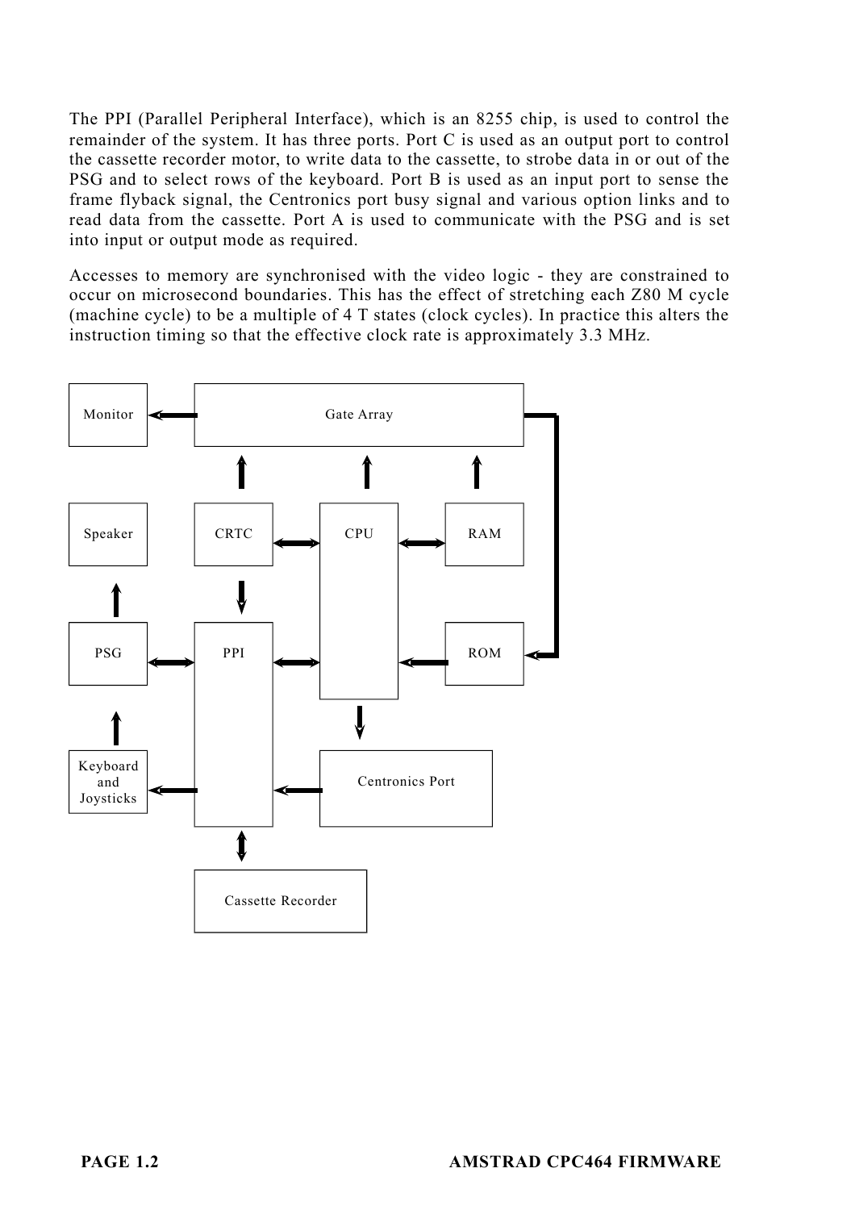The PPI (Parallel Peripheral Interface), which is an 8255 chip, is used to control the remainder of the system. It has three ports. Port C is used as an output port to control the cassette recorder motor, to write data to the cassette, to strobe data in or out of the PSG and to select rows of the keyboard. Port B is used as an input port to sense the frame flyback signal, the Centronics port busy signal and various option links and to read data from the cassette. Port A is used to communicate with the PSG and is set into input or output mode as required.

Accesses to memory are synchronised with the video logic - they are constrained to occur on microsecond boundaries. This has the effect of stretching each Z80 M cycle (machine cycle) to be a multiple of 4 T states (clock cycles). In practice this alters the instruction timing so that the effective clock rate is approximately 3.3 MHz.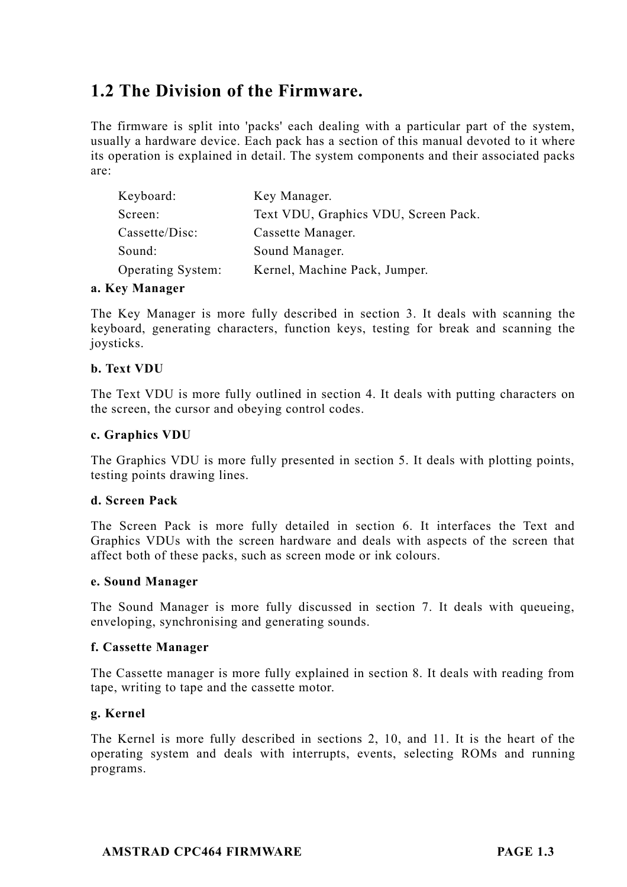## 1.2 The Division of the Firmware.

The firmware is split into 'packs' each dealing with a particular part of the system, usually a hardware device. Each pack has a section of this manual devoted to it where its operation is explained in detail. The system components and their associated packs are:

| | |
|---|---|
| Keyboard: | Key Manager. |
| Screen: | Text VDU, Graphics VDU, Screen Pack. |
| Cassette/Disc: | Cassette Manager. |
| Sound: | Sound Manager. |
| Operating System: | Kernel, Machine Pack, Jumper. |

**a. Key Manager**

The Key Manager is more fully described in section 3. It deals with scanning the keyboard, generating characters, function keys, testing for break and scanning the joysticks.

**b. Text VDU**

The Text VDU is more fully outlined in section 4. It deals with putting characters on the screen, the cursor and obeying control codes.

**c. Graphics VDU**

The Graphics VDU is more fully presented in section 5. It deals with plotting points, testing points drawing lines.

**d. Screen Pack**

The Screen Pack is more fully detailed in section 6. It interfaces the Text and Graphics VDUs with the screen hardware and deals with aspects of the screen that affect both of these packs, such as screen mode or ink colours.

**e. Sound Manager**

The Sound Manager is more fully discussed in section 7. It deals with queueing, enveloping, synchronising and generating sounds.

**f. Cassette Manager**

The Cassette manager is more fully explained in section 8. It deals with reading from tape, writing to tape and the cassette motor.

**g. Kernel**

The Kernel is more fully described in sections 2, 10, and 11. It is the heart of the operating system and deals with interrupts, events, selecting ROMs and running programs.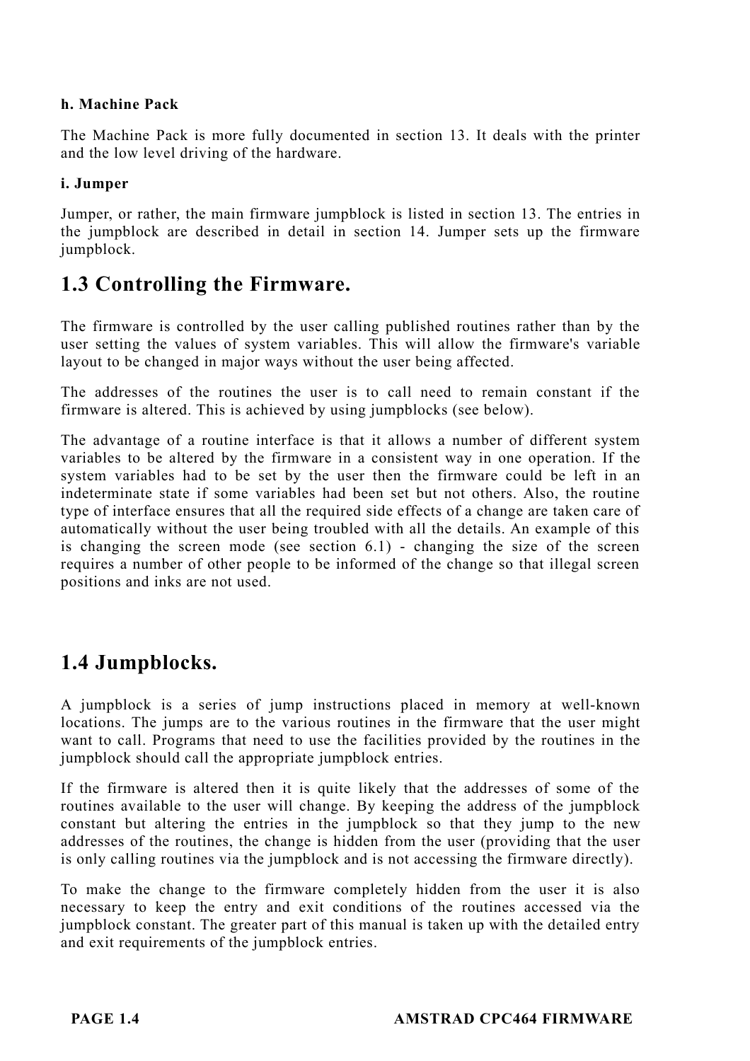**h. Machine Pack**

The Machine Pack is more fully documented in section 13. It deals with the printer and the low level driving of the hardware.

**i. Jumper**

Jumper, or rather, the main firmware jumpblock is listed in section 13. The entries in the jumpblock are described in detail in section 14. Jumper sets up the firmware jumpblock.

## 1.3 Controlling the Firmware.

The firmware is controlled by the user calling published routines rather than by the user setting the values of system variables. This will allow the firmware's variable layout to be changed in major ways without the user being affected.

The addresses of the routines the user is to call need to remain constant if the firmware is altered. This is achieved by using jumpblocks (see below).

The advantage of a routine interface is that it allows a number of different system variables to be altered by the firmware in a consistent way in one operation. If the system variables had to be set by the user then the firmware could be left in an indeterminate state if some variables had been set but not others. Also, the routine type of interface ensures that all the required side effects of a change are taken care of automatically without the user being troubled with all the details. An example of this is changing the screen mode (see section 6.1) - changing the size of the screen requires a number of other people to be informed of the change so that illegal screen positions and inks are not used.

## 1.4 Jumpblocks.

A jumpblock is a series of jump instructions placed in memory at well-known locations. The jumps are to the various routines in the firmware that the user might want to call. Programs that need to use the facilities provided by the routines in the jumpblock should call the appropriate jumpblock entries.

If the firmware is altered then it is quite likely that the addresses of some of the routines available to the user will change. By keeping the address of the jumpblock constant but altering the entries in the jumpblock so that they jump to the new addresses of the routines, the change is hidden from the user (providing that the user is only calling routines via the jumpblock and is not accessing the firmware directly).

To make the change to the firmware completely hidden from the user it is also necessary to keep the entry and exit conditions of the routines accessed via the jumpblock constant. The greater part of this manual is taken up with the detailed entry and exit requirements of the jumpblock entries.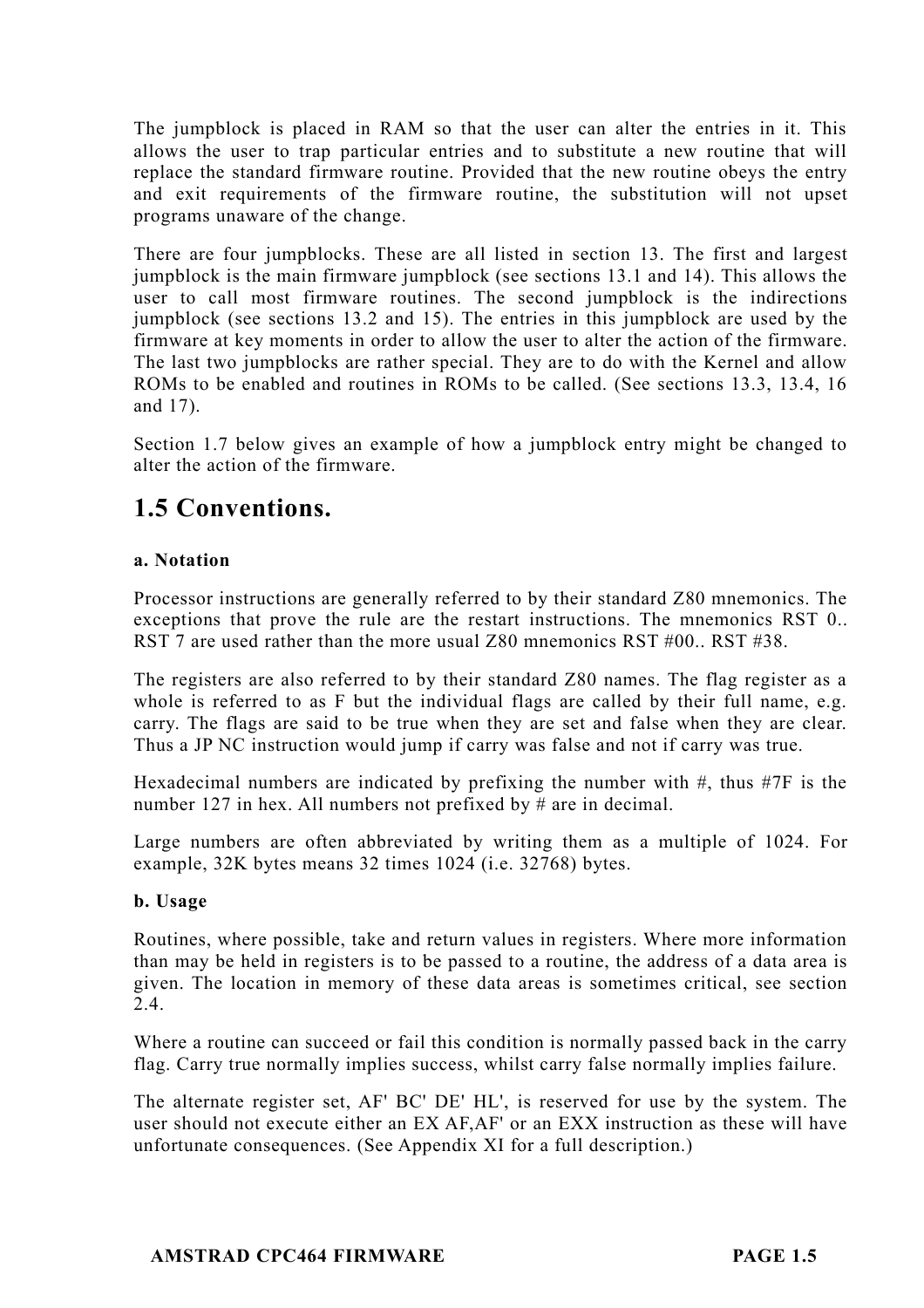The jumpblock is placed in RAM so that the user can alter the entries in it. This allows the user to trap particular entries and to substitute a new routine that will replace the standard firmware routine. Provided that the new routine obeys the entry and exit requirements of the firmware routine, the substitution will not upset programs unaware of the change.

There are four jumpblocks. These are all listed in section 13. The first and largest jumpblock is the main firmware jumpblock (see sections 13.1 and 14). This allows the user to call most firmware routines. The second jumpblock is the indirections jumpblock (see sections 13.2 and 15). The entries in this jumpblock are used by the firmware at key moments in order to allow the user to alter the action of the firmware. The last two jumpblocks are rather special. They are to do with the Kernel and allow ROMs to be enabled and routines in ROMs to be called. (See sections 13.3, 13.4, 16 and 17).

Section 1.7 below gives an example of how a jumpblock entry might be changed to alter the action of the firmware.

## 1.5 Conventions.

**a. Notation**

Processor instructions are generally referred to by their standard Z80 mnemonics. The exceptions that prove the rule are the restart instructions. The mnemonics RST 0.. RST 7 are used rather than the more usual Z80 mnemonics RST #00.. RST #38.

The registers are also referred to by their standard Z80 names. The flag register as a whole is referred to as F but the individual flags are called by their full name, e.g. carry. The flags are said to be true when they are set and false when they are clear. Thus a JP NC instruction would jump if carry was false and not if carry was true.

Hexadecimal numbers are indicated by prefixing the number with #, thus #7F is the number 127 in hex. All numbers not prefixed by # are in decimal.

Large numbers are often abbreviated by writing them as a multiple of 1024. For example, 32K bytes means 32 times 1024 (i.e. 32768) bytes.

**b. Usage**

Routines, where possible, take and return values in registers. Where more information than may be held in registers is to be passed to a routine, the address of a data area is given. The location in memory of these data areas is sometimes critical, see section 2.4.

Where a routine can succeed or fail this condition is normally passed back in the carry flag. Carry true normally implies success, whilst carry false normally implies failure.

The alternate register set, AF' BC' DE' HL', is reserved for use by the system. The user should not execute either an EX AF,AF' or an EXX instruction as these will have unfortunate consequences. (See Appendix XI for a full description.)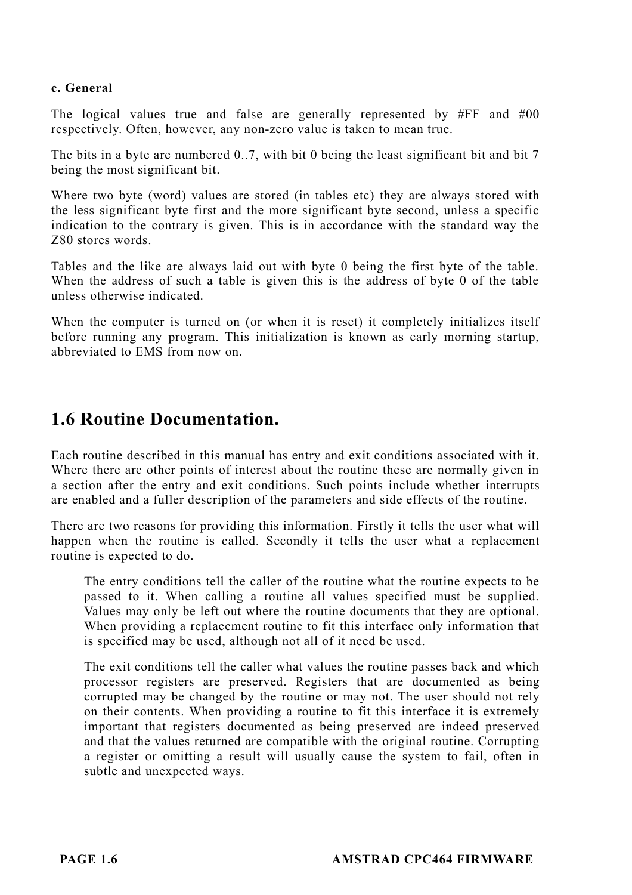**c. General**

The logical values true and false are generally represented by #FF and #00 respectively. Often, however, any non-zero value is taken to mean true.

The bits in a byte are numbered 0..7, with bit 0 being the least significant bit and bit 7 being the most significant bit.

Where two byte (word) values are stored (in tables etc) they are always stored with the less significant byte first and the more significant byte second, unless a specific indication to the contrary is given. This is in accordance with the standard way the Z80 stores words.

Tables and the like are always laid out with byte 0 being the first byte of the table. When the address of such a table is given this is the address of byte 0 of the table unless otherwise indicated.

When the computer is turned on (or when it is reset) it completely initializes itself before running any program. This initialization is known as early morning startup, abbreviated to EMS from now on.

## 1.6 Routine Documentation.

Each routine described in this manual has entry and exit conditions associated with it. Where there are other points of interest about the routine these are normally given in a section after the entry and exit conditions. Such points include whether interrupts are enabled and a fuller description of the parameters and side effects of the routine.

There are two reasons for providing this information. Firstly it tells the user what will happen when the routine is called. Secondly it tells the user what a replacement routine is expected to do.

> The entry conditions tell the caller of the routine what the routine expects to be passed to it. When calling a routine all values specified must be supplied. Values may only be left out where the routine documents that they are optional. When providing a replacement routine to fit this interface only information that is specified may be used, although not all of it need be used.
>
> The exit conditions tell the caller what values the routine passes back and which processor registers are preserved. Registers that are documented as being corrupted may be changed by the routine or may not. The user should not rely on their contents. When providing a routine to fit this interface it is extremely important that registers documented as being preserved are indeed preserved and that the values returned are compatible with the original routine. Corrupting a register or omitting a result will usually cause the system to fail, often in subtle and unexpected ways.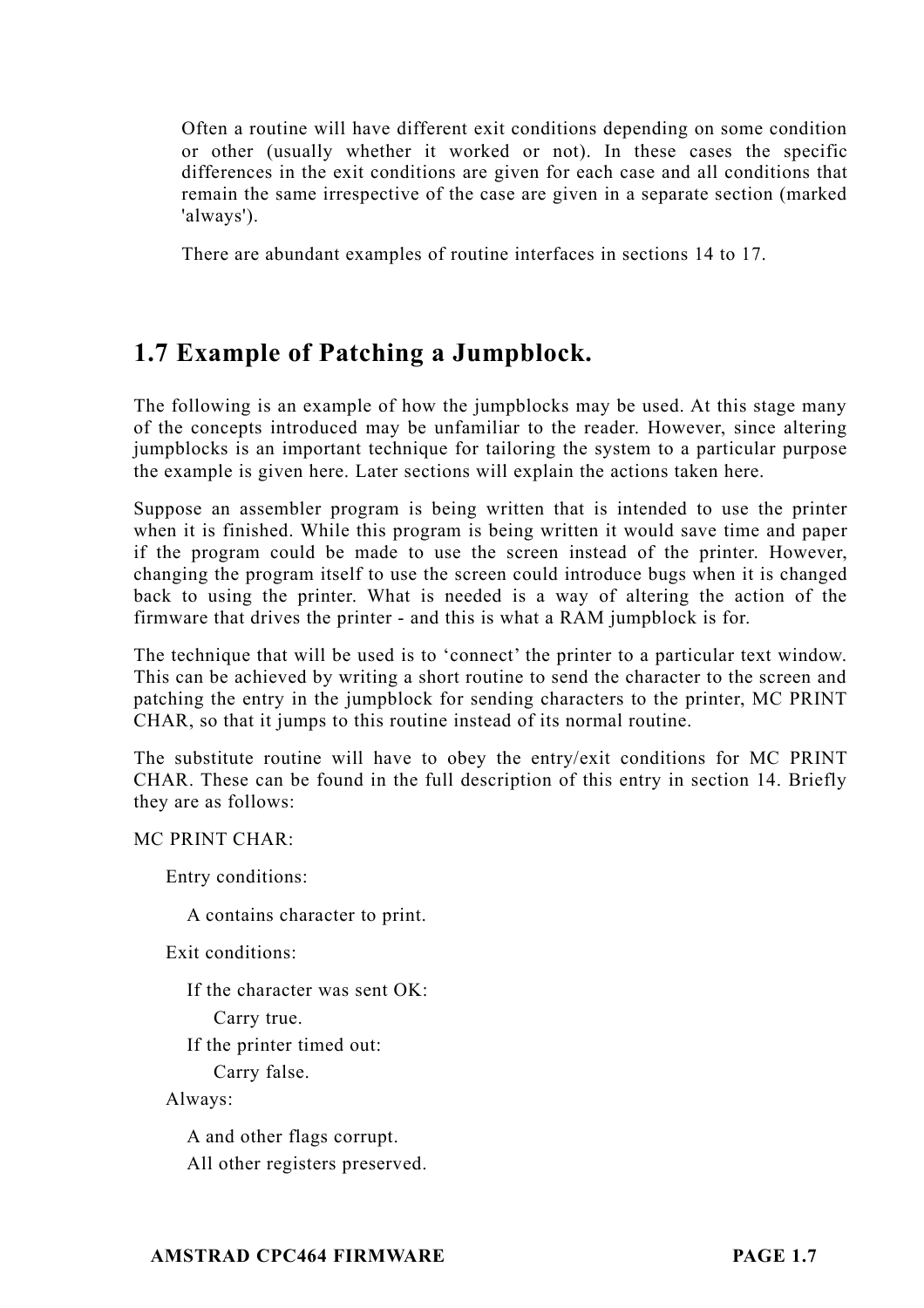Often a routine will have different exit conditions depending on some condition or other (usually whether it worked or not). In these cases the specific differences in the exit conditions are given for each case and all conditions that remain the same irrespective of the case are given in a separate section (marked 'always').

There are abundant examples of routine interfaces in sections 14 to 17.

## 1.7 Example of Patching a Jumpblock.

The following is an example of how the jumpblocks may be used. At this stage many of the concepts introduced may be unfamiliar to the reader. However, since altering jumpblocks is an important technique for tailoring the system to a particular purpose the example is given here. Later sections will explain the actions taken here.

Suppose an assembler program is being written that is intended to use the printer when it is finished. While this program is being written it would save time and paper if the program could be made to use the screen instead of the printer. However, changing the program itself to use the screen could introduce bugs when it is changed back to using the printer. What is needed is a way of altering the action of the firmware that drives the printer - and this is what a RAM jumpblock is for.

The technique that will be used is to 'connect' the printer to a particular text window. This can be achieved by writing a short routine to send the character to the screen and patching the entry in the jumpblock for sending characters to the printer, MC PRINT CHAR, so that it jumps to this routine instead of its normal routine.

The substitute routine will have to obey the entry/exit conditions for MC PRINT CHAR. These can be found in the full description of this entry in section 14. Briefly they are as follows:

MC PRINT CHAR:

Entry conditions:

A contains character to print.

Exit conditions:

If the character was sent OK:

Carry true.

If the printer timed out:

Carry false.

Always:

A and other flags corrupt.

All other registers preserved.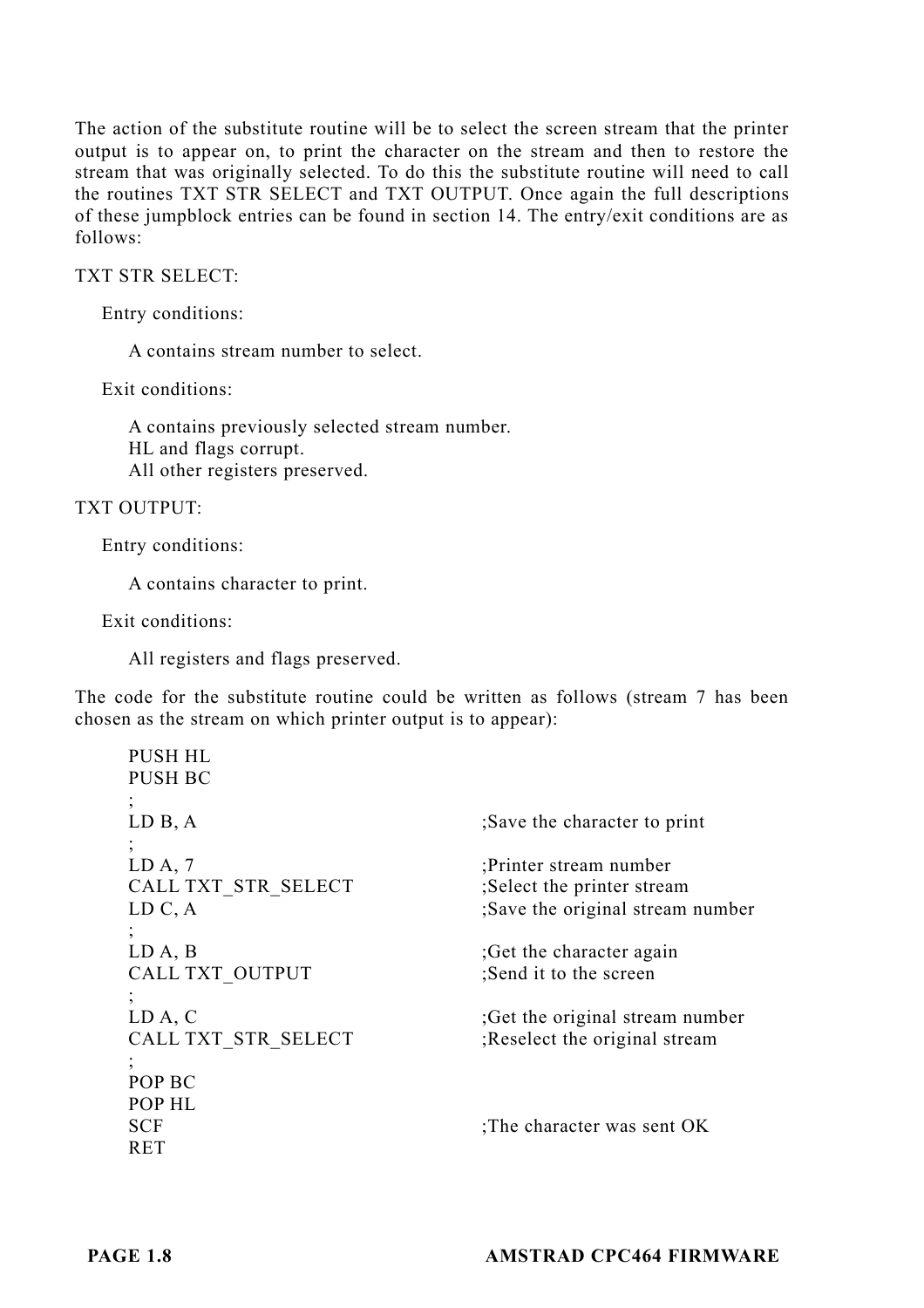The action of the substitute routine will be to select the screen stream that the printer output is to appear on, to print the character on the stream and then to restore the stream that was originally selected. To do this the substitute routine will need to call the routines TXT STR SELECT and TXT OUTPUT. Once again the full descriptions of these jumpblock entries can be found in section 14. The entry/exit conditions are as follows:

TXT STR SELECT:

Entry conditions:

A contains stream number to select.

Exit conditions:

A contains previously selected stream number.
HL and flags corrupt.
All other registers preserved.

TXT OUTPUT:

Entry conditions:

A contains character to print.

Exit conditions:

All registers and flags preserved.

The code for the substitute routine could be written as follows (stream 7 has been chosen as the stream on which printer output is to appear):

```
PUSH HL
PUSH BC
;
LD B, A                     ;Save the character to print
;
LD A, 7                     ;Printer stream number
CALL TXT_STR_SELECT         ;Select the printer stream
LD C, A                     ;Save the original stream number
;
LD A, B                     ;Get the character again
CALL TXT_OUTPUT             ;Send it to the screen
;
LD A, C                     ;Get the original stream number
CALL TXT_STR_SELECT         ;Reselect the original stream
;
POP BC
POP HL
SCF                         ;The character was sent OK
RET
```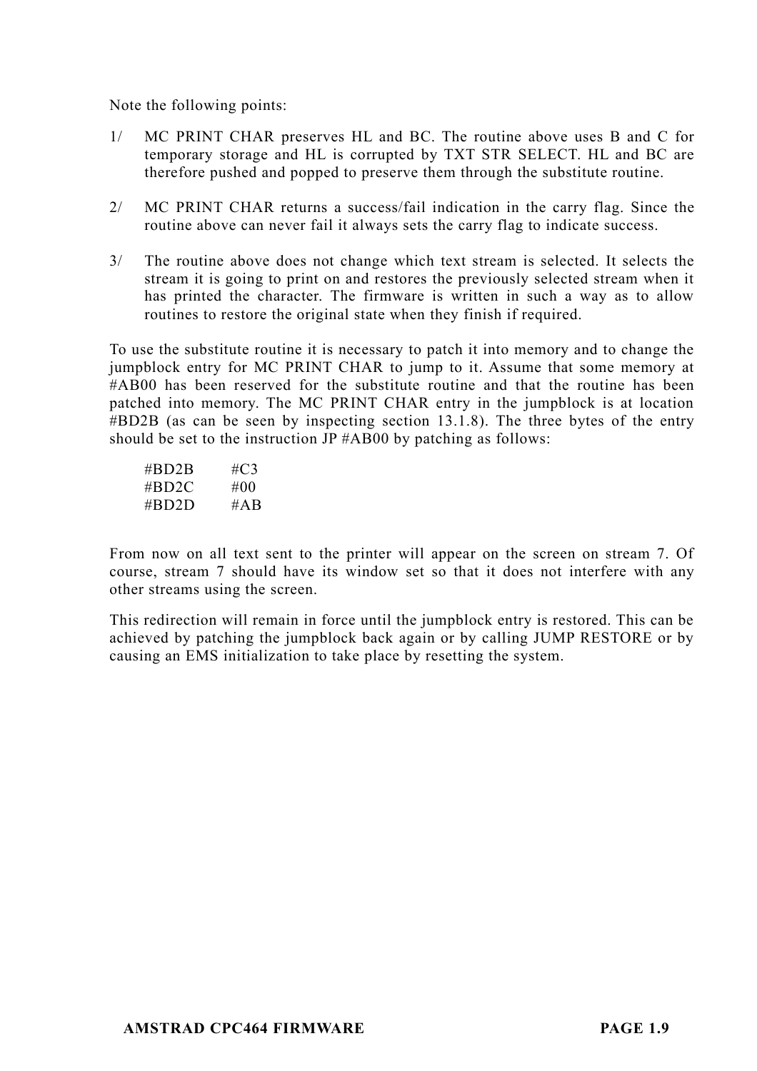Note the following points:

1/ MC PRINT CHAR preserves HL and BC. The routine above uses B and C for temporary storage and HL is corrupted by TXT STR SELECT. HL and BC are therefore pushed and popped to preserve them through the substitute routine.

2/ MC PRINT CHAR returns a success/fail indication in the carry flag. Since the routine above can never fail it always sets the carry flag to indicate success.

3/ The routine above does not change which text stream is selected. It selects the stream it is going to print on and restores the previously selected stream when it has printed the character. The firmware is written in such a way as to allow routines to restore the original state when they finish if required.

To use the substitute routine it is necessary to patch it into memory and to change the jumpblock entry for MC PRINT CHAR to jump to it. Assume that some memory at #AB00 has been reserved for the substitute routine and that the routine has been patched into memory. The MC PRINT CHAR entry in the jumpblock is at location #BD2B (as can be seen by inspecting section 13.1.8). The three bytes of the entry should be set to the instruction JP #AB00 by patching as follows:

```
#BD2B    #C3
#BD2C    #00
#BD2D    #AB
```

From now on all text sent to the printer will appear on the screen on stream 7. Of course, stream 7 should have its window set so that it does not interfere with any other streams using the screen.

This redirection will remain in force until the jumpblock entry is restored. This can be achieved by patching the jumpblock back again or by calling JUMP RESTORE or by causing an EMS initialization to take place by resetting the system.